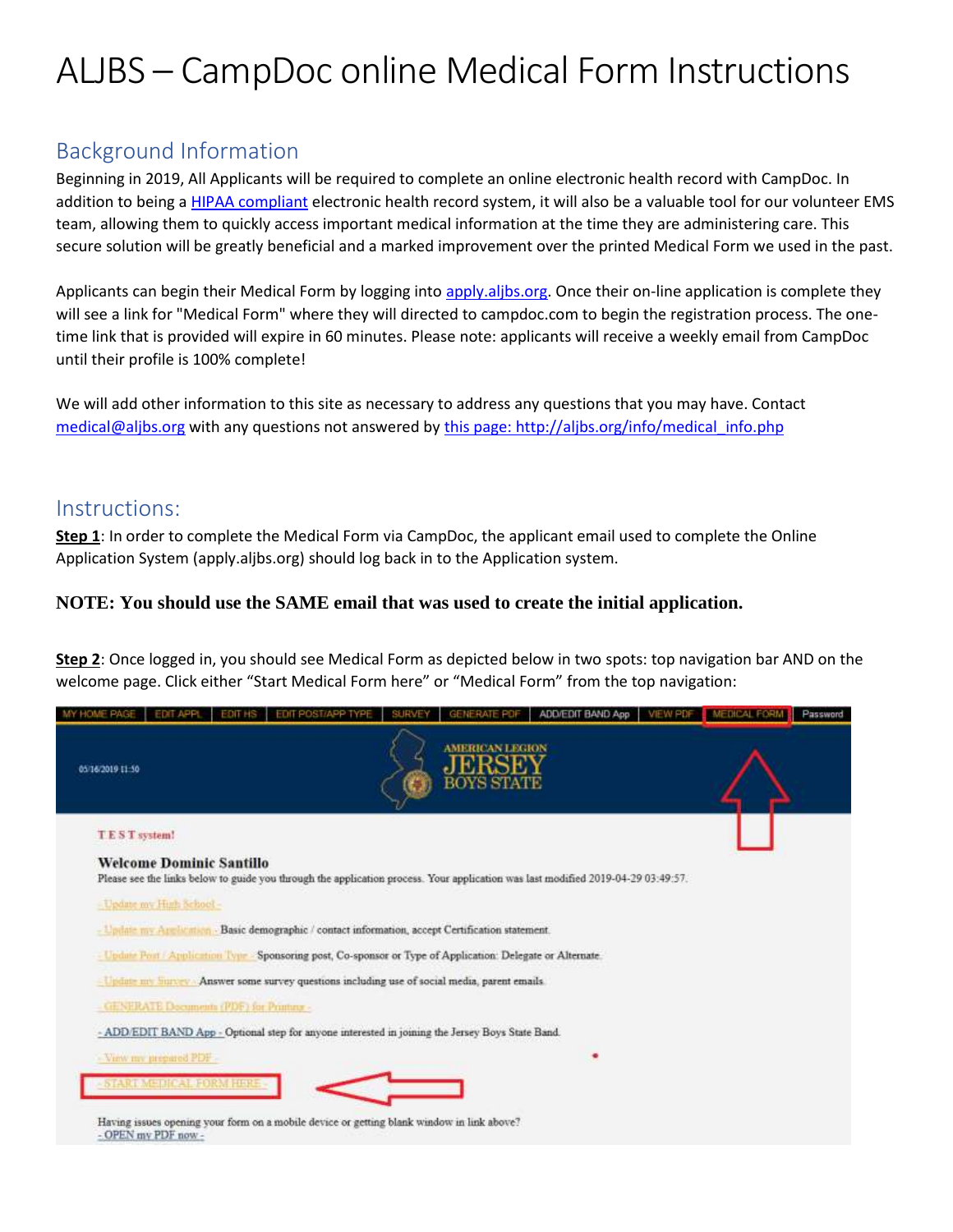# ALJBS – CampDoc online Medical Form Instructions

## Background Information

Beginning in 2019, All Applicants will be required to complete an online electronic health record with CampDoc. In addition to being a HIPAA compliant electronic health record system, it will also be a valuable tool for our volunteer EMS team, allowing them to quickly access important medical information at the time they are administering care. This secure solution will be greatly beneficial and a marked improvement over the printed Medical Form we used in the past.

Applicants can begin their Medical Form by logging into apply.aljbs.org. Once their on-line application is complete they will see a link for "Medical Form" where they will directed to campdoc.com to begin the registration process. The one-time link that is provided will expire in 60 minutes. Please note: applicants will receive a weekly email from CampDoc until their profile is 100% complete!

We will add other information to this site as necessary to address any questions that you may have. Contact medical@aljbs.org with any questions not answered by this page: http://aljbs.org/info/medical_info.php

## Instructions:

**Step 1**: In order to complete the Medical Form via CampDoc, the applicant email used to complete the Online Application System (apply.aljbs.org) should log back in to the Application system.

**NOTE: You should use the SAME email that was used to create the initial application.**

**Step 2**: Once logged in, you should see Medical Form as depicted below in two spots: top navigation bar AND on the welcome page. Click either "Start Medical Form here" or "Medical Form" from the top navigation:

MY HOME PAGE | EDIT APPL | EDIT HS | EDIT POST/APP TYPE | SURVEY | GENERATE PDF | ADD/EDIT BAND App | VIEW PDF | MEDICAL FORM | Password

05/16/2019 11:50

AMERICAN LEGION JERSEY BOYS STATE

T E S T system!

**Welcome Dominic Santillo**

Please see the links below to guide you through the application process. Your application was last modified 2019-04-29 03:49:57.

- Update my High School -

- Update my Application - Basic demographic / contact information, accept Certification statement.

- Update Post / Application Type - Sponsoring post, Co-sponsor or Type of Application: Delegate or Alternate.

- Update my Survey - Answer some survey questions including use of social media, parent emails.

- GENERATE Documents (PDF) for Printing -

- ADD/EDIT BAND App - Optional step for anyone interested in joining the Jersey Boys State Band.

- View my prepared PDF -

- START MEDICAL FORM HERE -

Having issues opening your form on a mobile device or getting blank window in link above?
- OPEN my PDF now -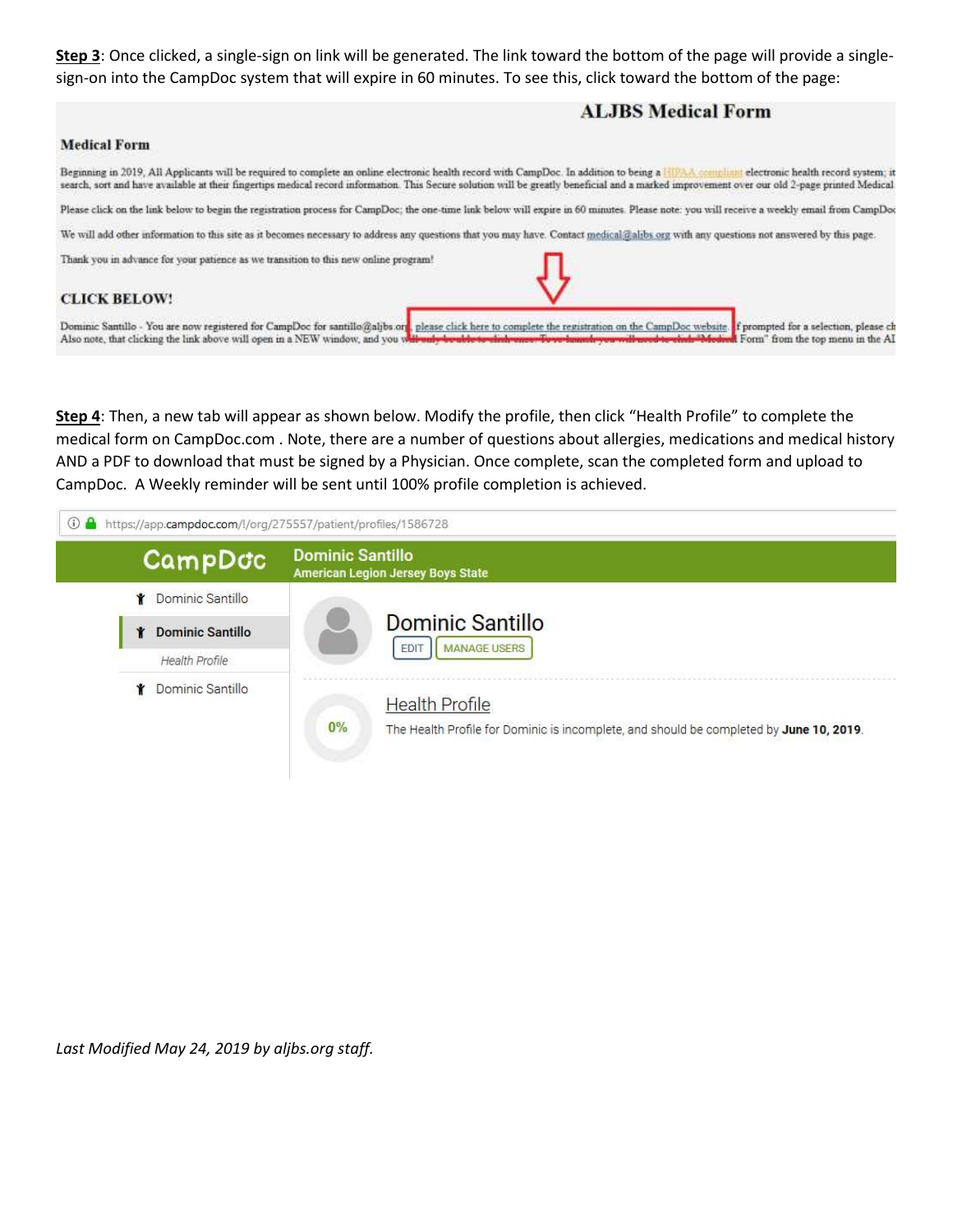**Step 3**: Once clicked, a single-sign on link will be generated. The link toward the bottom of the page will provide a single-sign-on into the CampDoc system that will expire in 60 minutes. To see this, click toward the bottom of the page:

**ALJBS Medical Form**

**Medical Form**

Beginning in 2019, All Applicants will be required to complete an online electronic health record with CampDoc. In addition to being a HIPAA compliant electronic health record system; it search, sort and have available at their fingertips medical record information. This Secure solution will be greatly beneficial and a marked improvement over our old 2-page printed Medical

Please click on the link below to begin the registration process for CampDoc; the one-time link below will expire in 60 minutes. Please note: you will receive a weekly email from CampDoc

We will add other information to this site as it becomes necessary to address any questions that you may have. Contact medical@aljbs.org with any questions not answered by this page.

Thank you in advance for your patience as we transition to this new online program!

**CLICK BELOW!**

Dominic Santillo - You are now registered for CampDoc for santillo@aljbs.org, please click here to complete the registration on the CampDoc website. If prompted for a selection, please ch Also note, that clicking the link above will open in a NEW window, and you will only be able to click once. To re-launch, you will need to click "Medical Form" from the top menu in the AL

**Step 4**: Then, a new tab will appear as shown below. Modify the profile, then click "Health Profile" to complete the medical form on CampDoc.com . Note, there are a number of questions about allergies, medications and medical history AND a PDF to download that must be signed by a Physician. Once complete, scan the completed form and upload to CampDoc. A Weekly reminder will be sent until 100% profile completion is achieved.

https://app.campdoc.com/!/org/275557/patient/profiles/1586728

CampDoc

Dominic Santillo
American Legion Jersey Boys State

Dominic Santillo

**Dominic Santillo**

Health Profile

Dominic Santillo

Dominic Santillo

EDIT | MANAGE USERS

0%

Health Profile

The Health Profile for Dominic is incomplete, and should be completed by **June 10, 2019**.

*Last Modified May 24, 2019 by aljbs.org staff.*